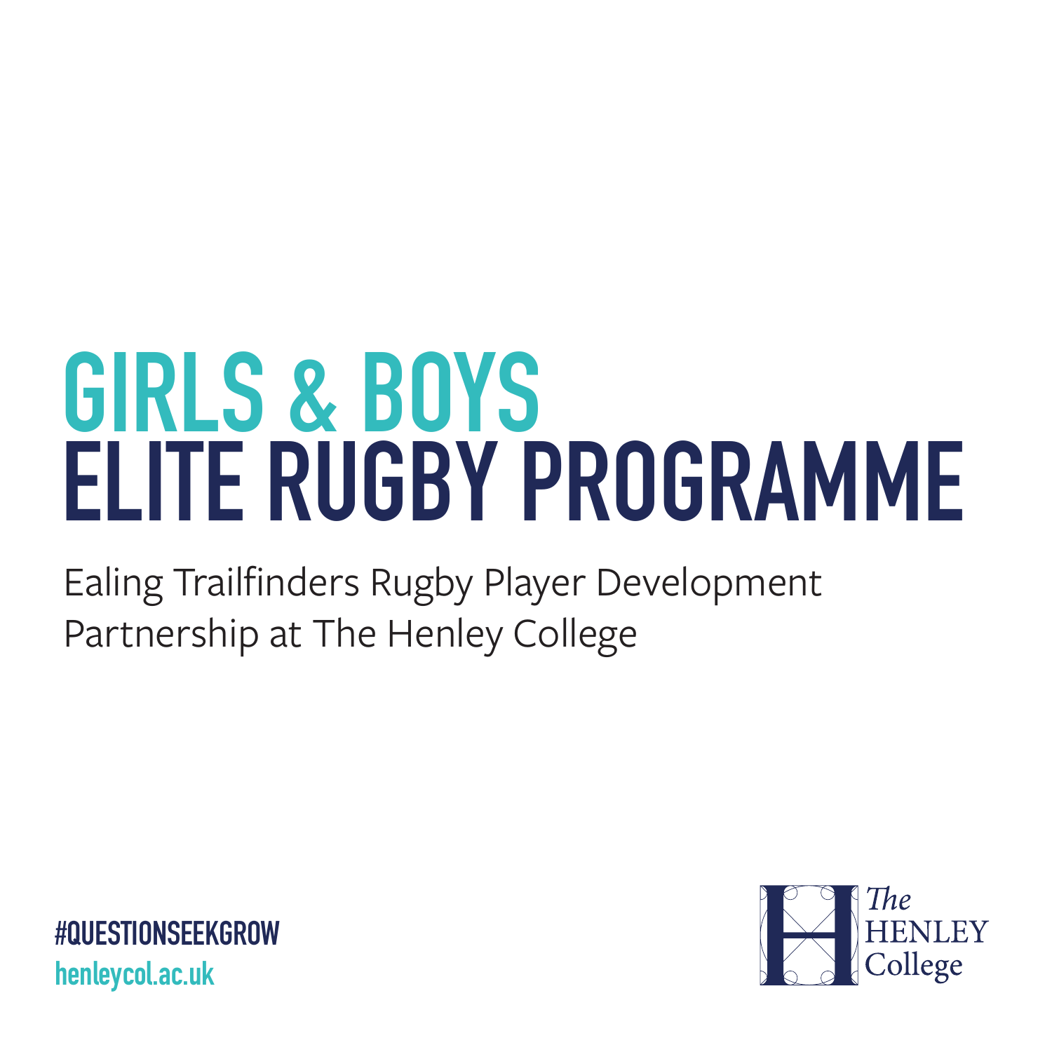# GIRLS & BOYS
# ELITE RUGBY PROGRAMME

Ealing Trailfinders Rugby Player Development Partnership at The Henley College

**#QUESTIONSEEKGROW**
**henleycol.ac.uk**

The HENLEY College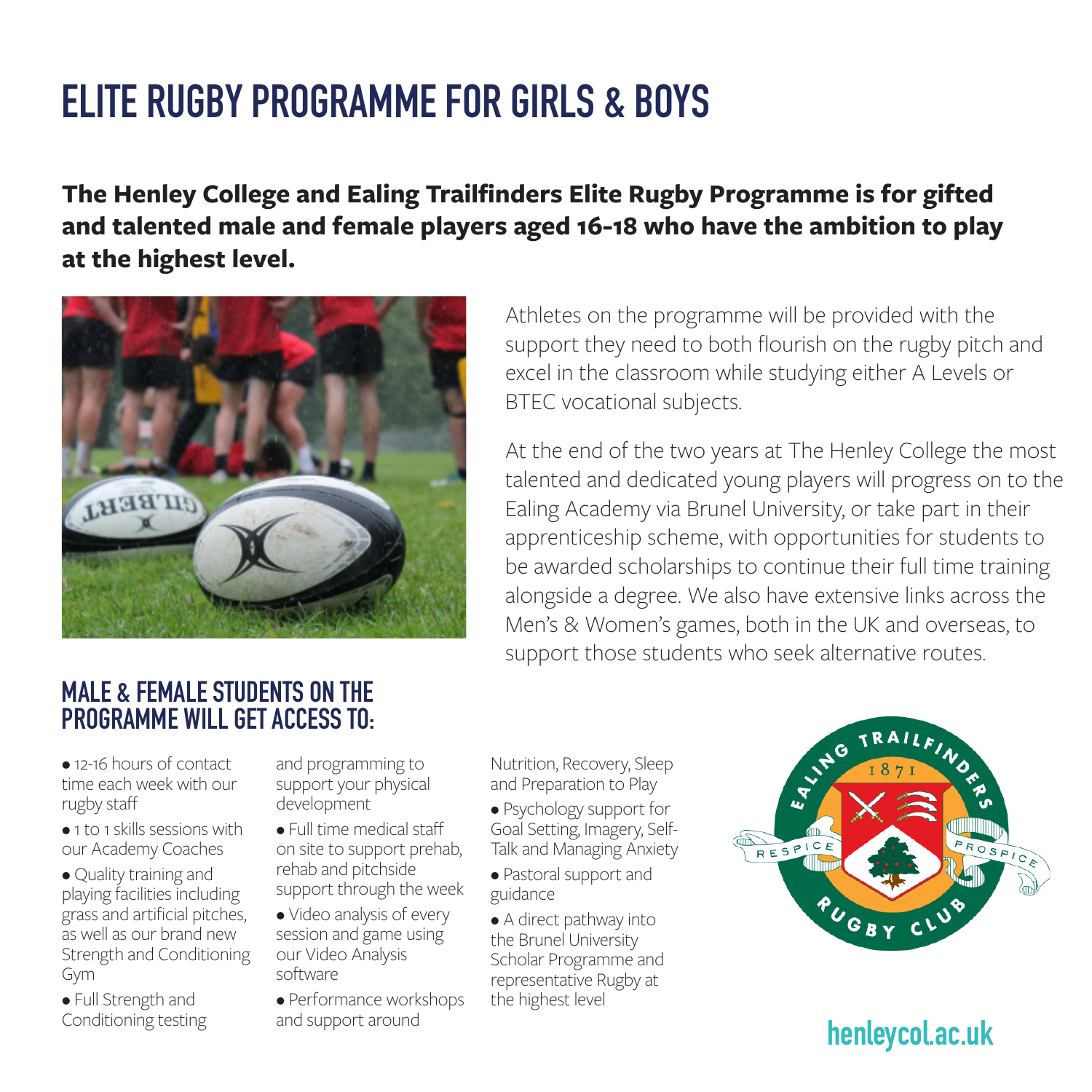# ELITE RUGBY PROGRAMME FOR GIRLS & BOYS

**The Henley College and Ealing Trailfinders Elite Rugby Programme is for gifted and talented male and female players aged 16-18 who have the ambition to play at the highest level.**

Athletes on the programme will be provided with the support they need to both flourish on the rugby pitch and excel in the classroom while studying either A Levels or BTEC vocational subjects.

At the end of the two years at The Henley College the most talented and dedicated young players will progress on to the Ealing Academy via Brunel University, or take part in their apprenticeship scheme, with opportunities for students to be awarded scholarships to continue their full time training alongside a degree. We also have extensive links across the Men's & Women's games, both in the UK and overseas, to support those students who seek alternative routes.

## MALE & FEMALE STUDENTS ON THE PROGRAMME WILL GET ACCESS TO:

- 12-16 hours of contact time each week with our rugby staff
- 1 to 1 skills sessions with our Academy Coaches
- Quality training and playing facilities including grass and artificial pitches, as well as our brand new Strength and Conditioning Gym
- Full Strength and Conditioning testing and programming to support your physical development
- Full time medical staff on site to support prehab, rehab and pitchside support through the week
- Video analysis of every session and game using our Video Analysis software
- Performance workshops and support around Nutrition, Recovery, Sleep and Preparation to Play
- Psychology support for Goal Setting, Imagery, Self-Talk and Managing Anxiety
- Pastoral support and guidance
- A direct pathway into the Brunel University Scholar Programme and representative Rugby at the highest level

henleycol.ac.uk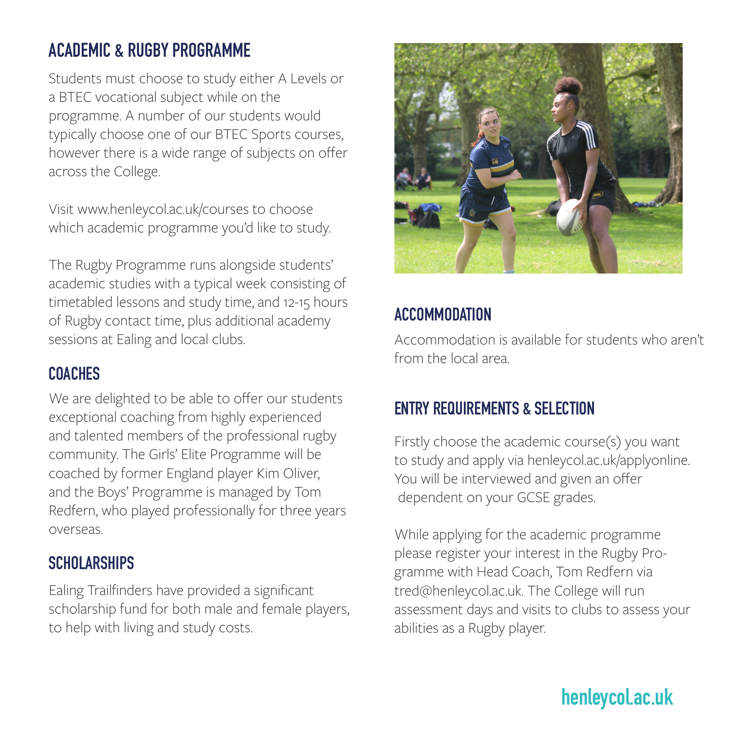## ACADEMIC & RUGBY PROGRAMME

Students must choose to study either A Levels or a BTEC vocational subject while on the programme. A number of our students would typically choose one of our BTEC Sports courses, however there is a wide range of subjects on offer across the College.

Visit www.henleycol.ac.uk/courses to choose which academic programme you'd like to study.

The Rugby Programme runs alongside students' academic studies with a typical week consisting of timetabled lessons and study time, and 12-15 hours of Rugby contact time, plus additional academy sessions at Ealing and local clubs.

## COACHES

We are delighted to be able to offer our students exceptional coaching from highly experienced and talented members of the professional rugby community. The Girls' Elite Programme will be coached by former England player Kim Oliver, and the Boys' Programme is managed by Tom Redfern, who played professionally for three years overseas.

## SCHOLARSHIPS

Ealing Trailfinders have provided a significant scholarship fund for both male and female players, to help with living and study costs.

## ACCOMMODATION

Accommodation is available for students who aren't from the local area.

## ENTRY REQUIREMENTS & SELECTION

Firstly choose the academic course(s) you want to study and apply via henleycol.ac.uk/applyonline. You will be interviewed and given an offer dependent on your GCSE grades.

While applying for the academic programme please register your interest in the Rugby Programme with Head Coach, Tom Redfern via tred@henleycol.ac.uk. The College will run assessment days and visits to clubs to assess your abilities as a Rugby player.

henleycol.ac.uk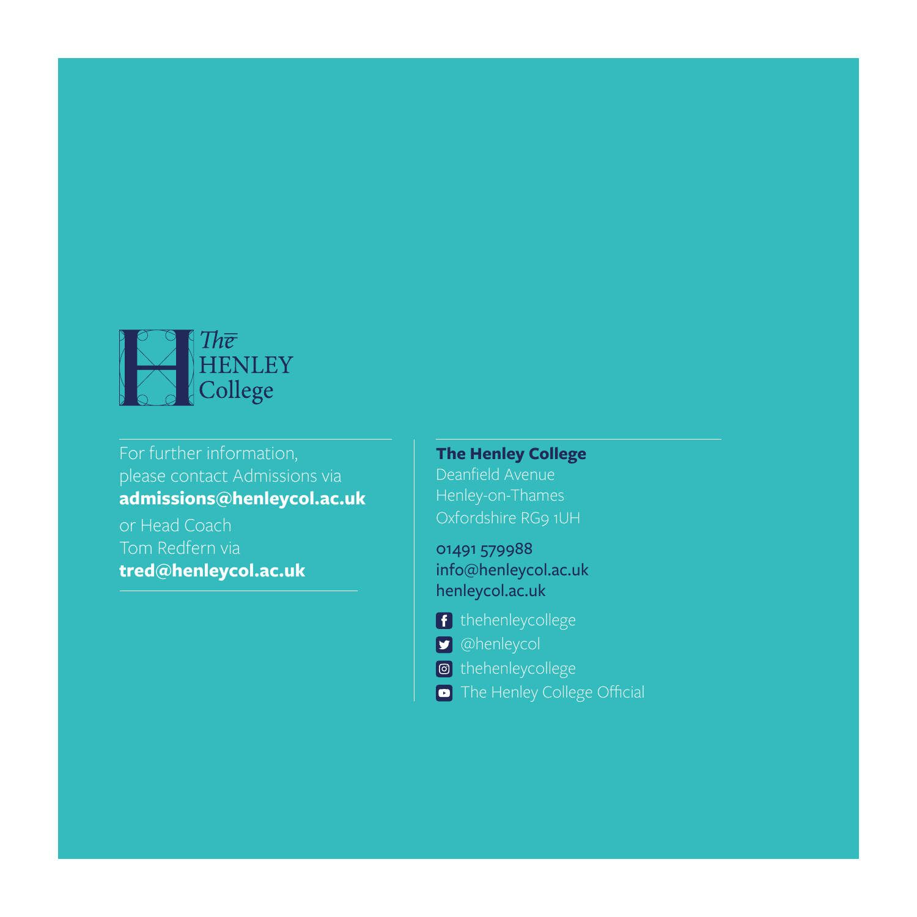The HENLEY College

For further information, please contact Admissions via **admissions@henleycol.ac.uk**

or Head Coach Tom Redfern via **tred@henleycol.ac.uk**

**The Henley College**
Deanfield Avenue
Henley-on-Thames
Oxfordshire RG9 1UH

01491 579988
info@henleycol.ac.uk
henleycol.ac.uk

thehenleycollege
@henleycol
thehenleycollege
The Henley College Official